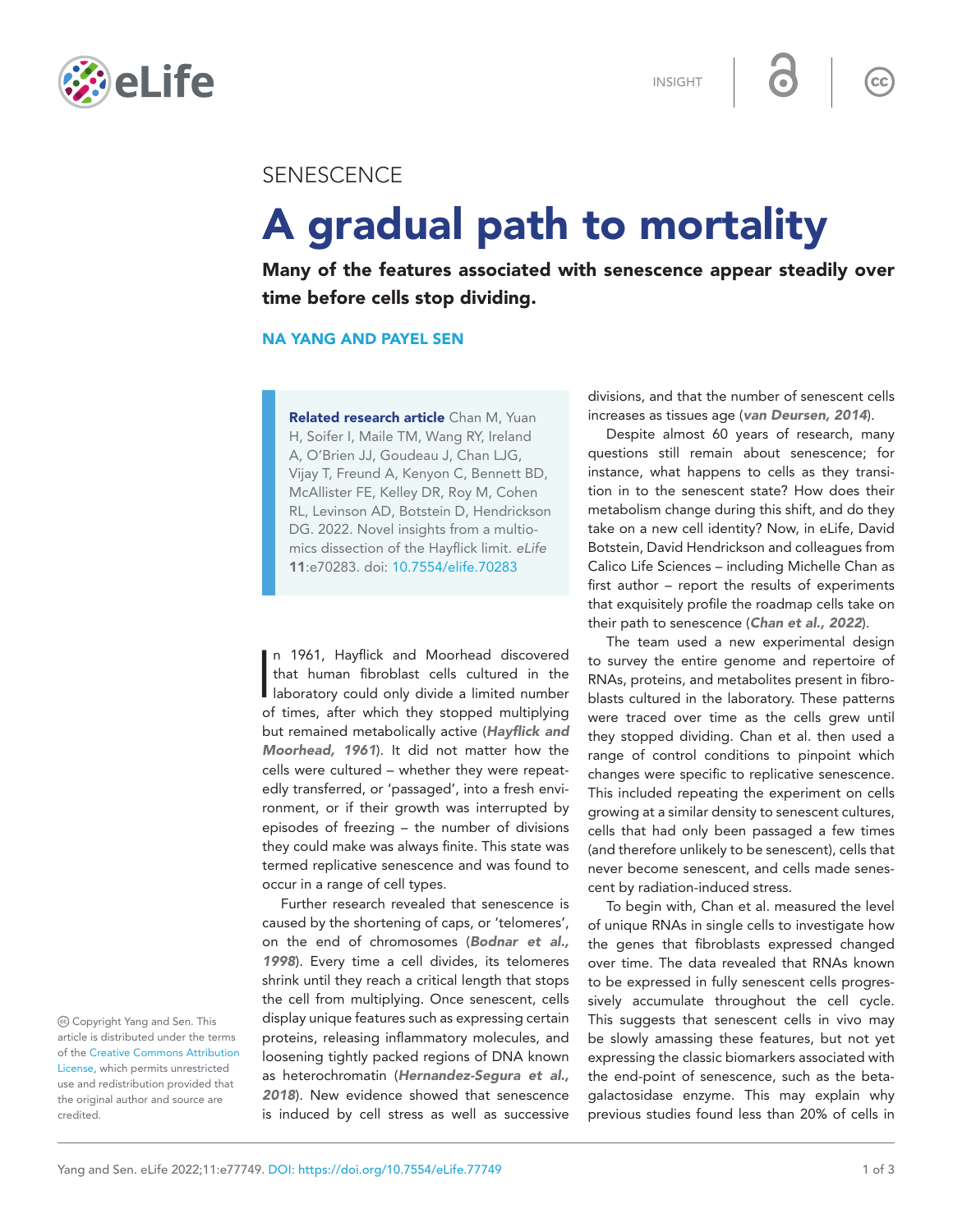SENESCENCE

# A gradual path to mortality

**Many of the features associated with senescence appear steadily over time before cells stop dividing.**

**NA YANG AND PAYEL SEN**

**Related research article** Chan M, Yuan H, Soifer I, Maile TM, Wang RY, Ireland A, O'Brien JJ, Goudeau J, Chan LJG, Vijay T, Freund A, Kenyon C, Bennett BD, McAllister FE, Kelley DR, Roy M, Cohen RL, Levinson AD, Botstein D, Hendrickson DG. 2022. Novel insights from a multiomics dissection of the Hayflick limit. *eLife* **11**:e70283. doi: 10.7554/elife.70283

In 1961, Hayflick and Moorhead discovered that human fibroblast cells cultured in the laboratory could only divide a limited number of times, after which they stopped multiplying but remained metabolically active (***Hayflick and Moorhead, 1961***). It did not matter how the cells were cultured – whether they were repeatedly transferred, or 'passaged', into a fresh environment, or if their growth was interrupted by episodes of freezing – the number of divisions they could make was always finite. This state was termed replicative senescence and was found to occur in a range of cell types.

Further research revealed that senescence is caused by the shortening of caps, or 'telomeres', on the end of chromosomes (***Bodnar et al., 1998***). Every time a cell divides, its telomeres shrink until they reach a critical length that stops the cell from multiplying. Once senescent, cells display unique features such as expressing certain proteins, releasing inflammatory molecules, and loosening tightly packed regions of DNA known as heterochromatin (***Hernandez-Segura et al., 2018***). New evidence showed that senescence is induced by cell stress as well as successive divisions, and that the number of senescent cells increases as tissues age (***van Deursen, 2014***).

Despite almost 60 years of research, many questions still remain about senescence; for instance, what happens to cells as they transition in to the senescent state? How does their metabolism change during this shift, and do they take on a new cell identity? Now, in eLife, David Botstein, David Hendrickson and colleagues from Calico Life Sciences – including Michelle Chan as first author – report the results of experiments that exquisitely profile the roadmap cells take on their path to senescence (***Chan et al., 2022***).

The team used a new experimental design to survey the entire genome and repertoire of RNAs, proteins, and metabolites present in fibroblasts cultured in the laboratory. These patterns were traced over time as the cells grew until they stopped dividing. Chan et al. then used a range of control conditions to pinpoint which changes were specific to replicative senescence. This included repeating the experiment on cells growing at a similar density to senescent cultures, cells that had only been passaged a few times (and therefore unlikely to be senescent), cells that never become senescent, and cells made senescent by radiation-induced stress.

To begin with, Chan et al. measured the level of unique RNAs in single cells to investigate how the genes that fibroblasts expressed changed over time. The data revealed that RNAs known to be expressed in fully senescent cells progressively accumulate throughout the cell cycle. This suggests that senescent cells in vivo may be slowly amassing these features, but not yet expressing the classic biomarkers associated with the end-point of senescence, such as the beta-galactosidase enzyme. This may explain why previous studies found less than 20% of cells in

Copyright Yang and Sen. This article is distributed under the terms of the Creative Commons Attribution License, which permits unrestricted use and redistribution provided that the original author and source are credited.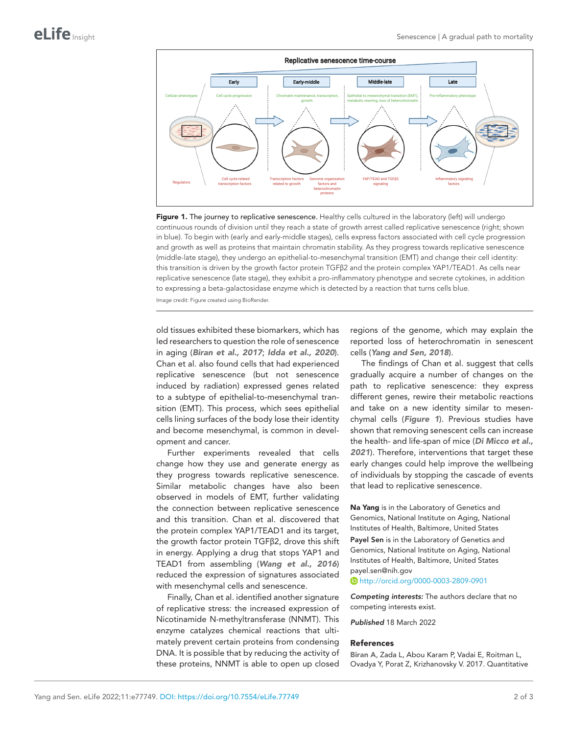**Figure 1.** The journey to replicative senescence. Healthy cells cultured in the laboratory (left) will undergo continuous rounds of division until they reach a state of growth arrest called replicative senescence (right; shown in blue). To begin with (early and early-middle stages), cells express factors associated with cell cycle progression and growth as well as proteins that maintain chromatin stability. As they progress towards replicative senescence (middle-late stage), they undergo an epithelial-to-mesenchymal transition (EMT) and change their cell identity: this transition is driven by the growth factor protein TGFβ2 and the protein complex YAP1/TEAD1. As cells near replicative senescence (late stage), they exhibit a pro-inflammatory phenotype and secrete cytokines, in addition to expressing a beta-galactosidase enzyme which is detected by a reaction that turns cells blue.

Image credit: Figure created using BioRender.

old tissues exhibited these biomarkers, which has led researchers to question the role of senescence in aging (*Biran et al., 2017*; *Idda et al., 2020*). Chan et al. also found cells that had experienced replicative senescence (but not senescence induced by radiation) expressed genes related to a subtype of epithelial-to-mesenchymal transition (EMT). This process, which sees epithelial cells lining surfaces of the body lose their identity and become mesenchymal, is common in development and cancer.

Further experiments revealed that cells change how they use and generate energy as they progress towards replicative senescence. Similar metabolic changes have also been observed in models of EMT, further validating the connection between replicative senescence and this transition. Chan et al. discovered that the protein complex YAP1/TEAD1 and its target, the growth factor protein TGFβ2, drove this shift in energy. Applying a drug that stops YAP1 and TEAD1 from assembling (*Wang et al., 2016*) reduced the expression of signatures associated with mesenchymal cells and senescence.

Finally, Chan et al. identified another signature of replicative stress: the increased expression of Nicotinamide N-methyltransferase (NNMT). This enzyme catalyzes chemical reactions that ultimately prevent certain proteins from condensing DNA. It is possible that by reducing the activity of these proteins, NNMT is able to open up closed regions of the genome, which may explain the reported loss of heterochromatin in senescent cells (*Yang and Sen, 2018*).

The findings of Chan et al. suggest that cells gradually acquire a number of changes on the path to replicative senescence: they express different genes, rewire their metabolic reactions and take on a new identity similar to mesenchymal cells (*Figure 1*). Previous studies have shown that removing senescent cells can increase the health- and life-span of mice (*Di Micco et al., 2021*). Therefore, interventions that target these early changes could help improve the wellbeing of individuals by stopping the cascade of events that lead to replicative senescence.

**Na Yang** is in the Laboratory of Genetics and Genomics, National Institute on Aging, National Institutes of Health, Baltimore, United States

**Payel Sen** is in the Laboratory of Genetics and Genomics, National Institute on Aging, National Institutes of Health, Baltimore, United States
payel.sen@nih.gov
http://orcid.org/0000-0003-2809-0901

***Competing interests:*** The authors declare that no competing interests exist.

*Published* 18 March 2022

## References

**Biran A**, Zada L, Abou Karam P, Vadai E, Roitman L, Ovadya Y, Porat Z, Krizhanovsky V. 2017. Quantitative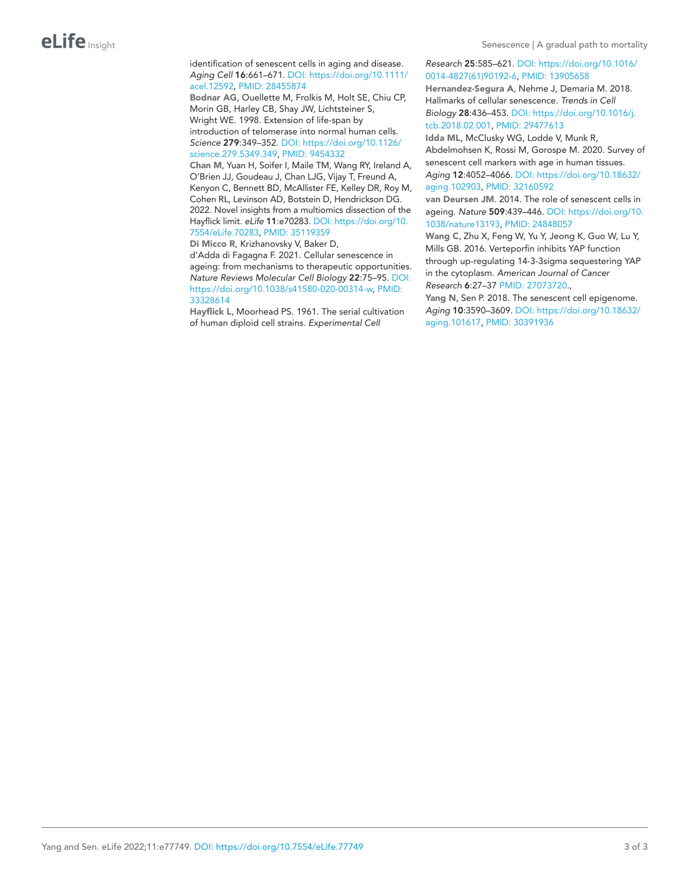identification of senescent cells in aging and disease. *Aging Cell* **16**:661–671. DOI: https://doi.org/10.1111/acel.12592, PMID: 28455874

**Bodnar AG**, Ouellette M, Frolkis M, Holt SE, Chiu CP, Morin GB, Harley CB, Shay JW, Lichtsteiner S, Wright WE. 1998. Extension of life-span by introduction of telomerase into normal human cells. *Science* **279**:349–352. DOI: https://doi.org/10.1126/science.279.5349.349, PMID: 9454332

**Chan M**, Yuan H, Soifer I, Maile TM, Wang RY, Ireland A, O'Brien JJ, Goudeau J, Chan LJG, Vijay T, Freund A, Kenyon C, Bennett BD, McAllister FE, Kelley DR, Roy M, Cohen RL, Levinson AD, Botstein D, Hendrickson DG. 2022. Novel insights from a multiomics dissection of the Hayflick limit. *eLife* **11**:e70283. DOI: https://doi.org/10.7554/eLife.70283, PMID: 35119359

**Di Micco R**, Krizhanovsky V, Baker D, d'Adda di Fagagna F. 2021. Cellular senescence in ageing: from mechanisms to therapeutic opportunities. *Nature Reviews Molecular Cell Biology* **22**:75–95. DOI: https://doi.org/10.1038/s41580-020-00314-w, PMID: 33328614

**Hayflick L**, Moorhead PS. 1961. The serial cultivation of human diploid cell strains. *Experimental Cell Research* **25**:585–621. DOI: https://doi.org/10.1016/0014-4827(61)90192-6, PMID: 13905658

**Hernandez-Segura A**, Nehme J, Demaria M. 2018. Hallmarks of cellular senescence. *Trends in Cell Biology* **28**:436–453. DOI: https://doi.org/10.1016/j.tcb.2018.02.001, PMID: 29477613

**Idda ML**, McClusky WG, Lodde V, Munk R, Abdelmohsen K, Rossi M, Gorospe M. 2020. Survey of senescent cell markers with age in human tissues. *Aging* **12**:4052–4066. DOI: https://doi.org/10.18632/aging.102903, PMID: 32160592

**van Deursen JM**. 2014. The role of senescent cells in ageing. *Nature* **509**:439–446. DOI: https://doi.org/10.1038/nature13193, PMID: 24848057

**Wang C**, Zhu X, Feng W, Yu Y, Jeong K, Guo W, Lu Y, Mills GB. 2016. Verteporfin inhibits YAP function through up-regulating 14-3-3sigma sequestering YAP in the cytoplasm. *American Journal of Cancer Research* **6**:27–37 PMID: 27073720.,

**Yang N**, Sen P. 2018. The senescent cell epigenome. *Aging* **10**:3590–3609. DOI: https://doi.org/10.18632/aging.101617, PMID: 30391936